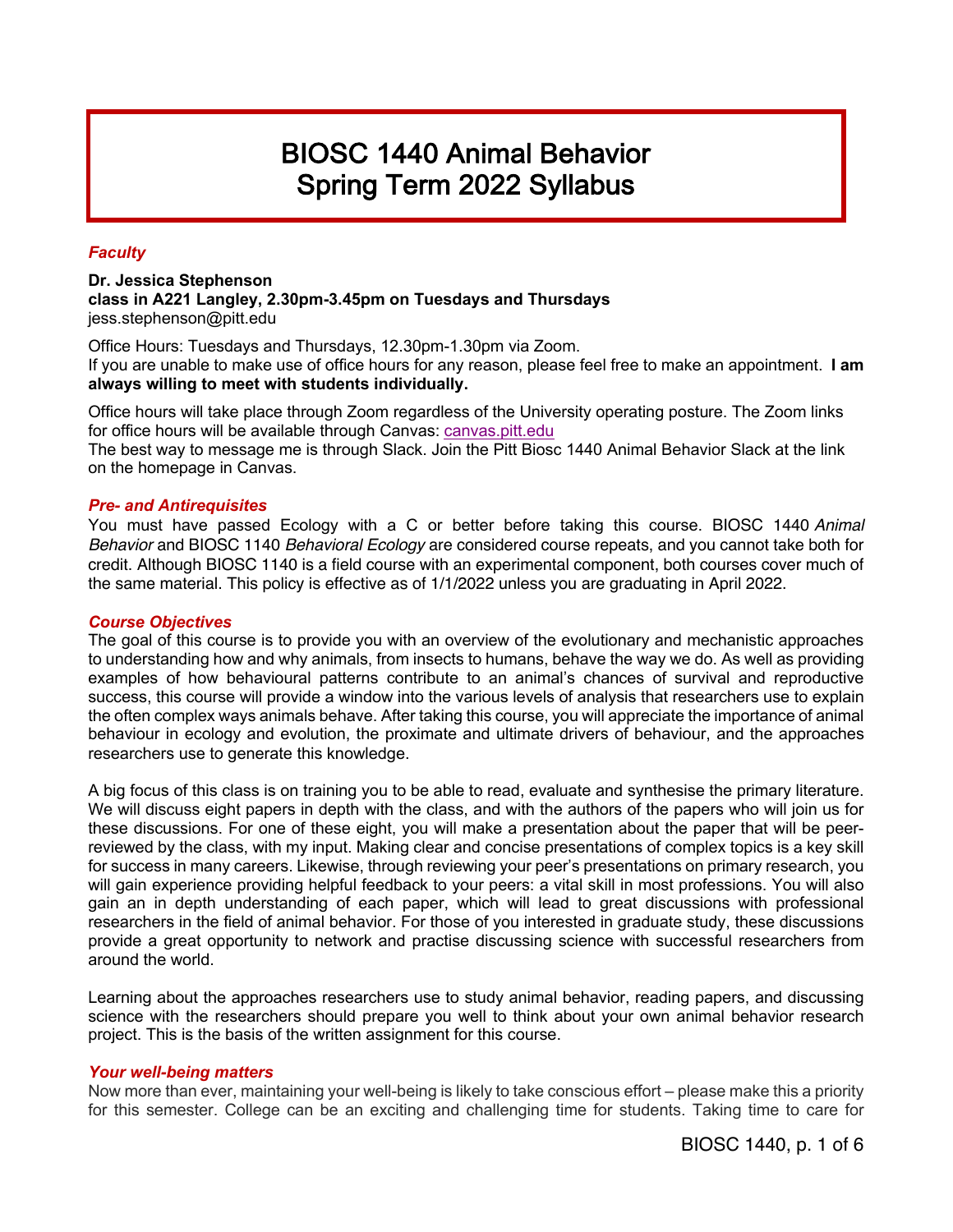# BIOSC 1440 Animal Behavior
# Spring Term 2022 Syllabus

### *Faculty*

**Dr. Jessica Stephenson**
**class in A221 Langley, 2.30pm-3.45pm on Tuesdays and Thursdays**
jess.stephenson@pitt.edu

Office Hours: Tuesdays and Thursdays, 12.30pm-1.30pm via Zoom.
If you are unable to make use of office hours for any reason, please feel free to make an appointment. **I am always willing to meet with students individually.**

Office hours will take place through Zoom regardless of the University operating posture. The Zoom links for office hours will be available through Canvas: canvas.pitt.edu
The best way to message me is through Slack. Join the Pitt Biosc 1440 Animal Behavior Slack at the link on the homepage in Canvas.

### *Pre- and Antirequisites*

You must have passed Ecology with a C or better before taking this course. BIOSC 1440 *Animal Behavior* and BIOSC 1140 *Behavioral Ecology* are considered course repeats, and you cannot take both for credit. Although BIOSC 1140 is a field course with an experimental component, both courses cover much of the same material. This policy is effective as of 1/1/2022 unless you are graduating in April 2022.

### *Course Objectives*

The goal of this course is to provide you with an overview of the evolutionary and mechanistic approaches to understanding how and why animals, from insects to humans, behave the way we do. As well as providing examples of how behavioural patterns contribute to an animal's chances of survival and reproductive success, this course will provide a window into the various levels of analysis that researchers use to explain the often complex ways animals behave. After taking this course, you will appreciate the importance of animal behaviour in ecology and evolution, the proximate and ultimate drivers of behaviour, and the approaches researchers use to generate this knowledge.

A big focus of this class is on training you to be able to read, evaluate and synthesise the primary literature. We will discuss eight papers in depth with the class, and with the authors of the papers who will join us for these discussions. For one of these eight, you will make a presentation about the paper that will be peer-reviewed by the class, with my input. Making clear and concise presentations of complex topics is a key skill for success in many careers. Likewise, through reviewing your peer's presentations on primary research, you will gain experience providing helpful feedback to your peers: a vital skill in most professions. You will also gain an in depth understanding of each paper, which will lead to great discussions with professional researchers in the field of animal behavior. For those of you interested in graduate study, these discussions provide a great opportunity to network and practise discussing science with successful researchers from around the world.

Learning about the approaches researchers use to study animal behavior, reading papers, and discussing science with the researchers should prepare you well to think about your own animal behavior research project. This is the basis of the written assignment for this course.

### *Your well-being matters*

Now more than ever, maintaining your well-being is likely to take conscious effort – please make this a priority for this semester. College can be an exciting and challenging time for students. Taking time to care for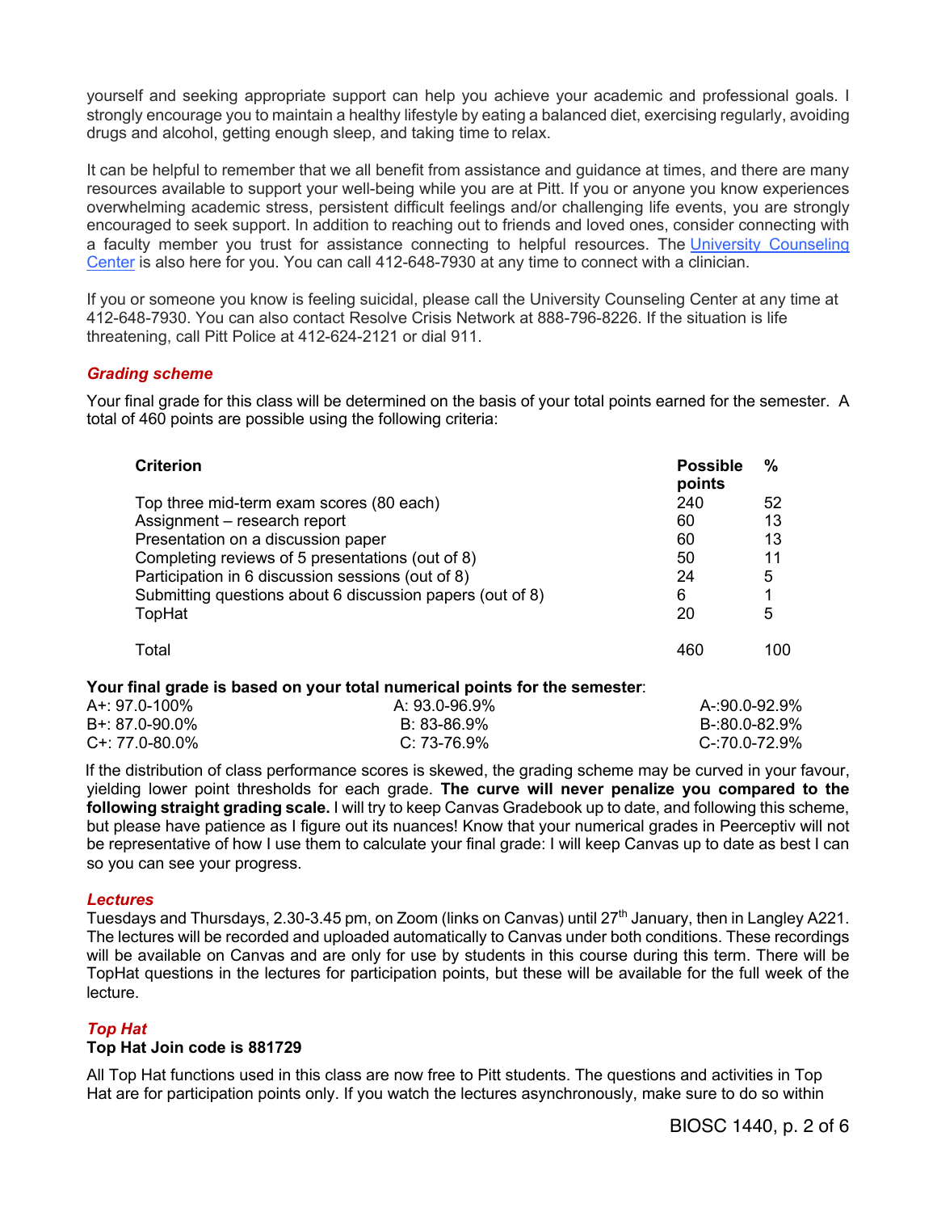yourself and seeking appropriate support can help you achieve your academic and professional goals. I strongly encourage you to maintain a healthy lifestyle by eating a balanced diet, exercising regularly, avoiding drugs and alcohol, getting enough sleep, and taking time to relax.

It can be helpful to remember that we all benefit from assistance and guidance at times, and there are many resources available to support your well-being while you are at Pitt. If you or anyone you know experiences overwhelming academic stress, persistent difficult feelings and/or challenging life events, you are strongly encouraged to seek support. In addition to reaching out to friends and loved ones, consider connecting with a faculty member you trust for assistance connecting to helpful resources. The University Counseling Center is also here for you. You can call 412-648-7930 at any time to connect with a clinician.

If you or someone you know is feeling suicidal, please call the University Counseling Center at any time at 412-648-7930. You can also contact Resolve Crisis Network at 888-796-8226. If the situation is life threatening, call Pitt Police at 412-624-2121 or dial 911.

### *Grading scheme*

Your final grade for this class will be determined on the basis of your total points earned for the semester. A total of 460 points are possible using the following criteria:

| Criterion | Possible points | % |
|---|---|---|
| Top three mid-term exam scores (80 each) | 240 | 52 |
| Assignment – research report | 60 | 13 |
| Presentation on a discussion paper | 60 | 13 |
| Completing reviews of 5 presentations (out of 8) | 50 | 11 |
| Participation in 6 discussion sessions (out of 8) | 24 | 5 |
| Submitting questions about 6 discussion papers (out of 8) | 6 | 1 |
| TopHat | 20 | 5 |
| Total | 460 | 100 |

**Your final grade is based on your total numerical points for the semester**:

| | | |
|---|---|---|
| A+: 97.0-100% | A: 93.0-96.9% | A-:90.0-92.9% |
| B+: 87.0-90.0% | B: 83-86.9% | B-:80.0-82.9% |
| C+: 77.0-80.0% | C: 73-76.9% | C-:70.0-72.9% |

If the distribution of class performance scores is skewed, the grading scheme may be curved in your favour, yielding lower point thresholds for each grade. **The curve will never penalize you compared to the following straight grading scale.** I will try to keep Canvas Gradebook up to date, and following this scheme, but please have patience as I figure out its nuances! Know that your numerical grades in Peerceptiv will not be representative of how I use them to calculate your final grade: I will keep Canvas up to date as best I can so you can see your progress.

### *Lectures*

Tuesdays and Thursdays, 2.30-3.45 pm, on Zoom (links on Canvas) until 27th January, then in Langley A221. The lectures will be recorded and uploaded automatically to Canvas under both conditions. These recordings will be available on Canvas and are only for use by students in this course during this term. There will be TopHat questions in the lectures for participation points, but these will be available for the full week of the lecture.

### *Top Hat*

**Top Hat Join code is 881729**

All Top Hat functions used in this class are now free to Pitt students. The questions and activities in Top Hat are for participation points only. If you watch the lectures asynchronously, make sure to do so within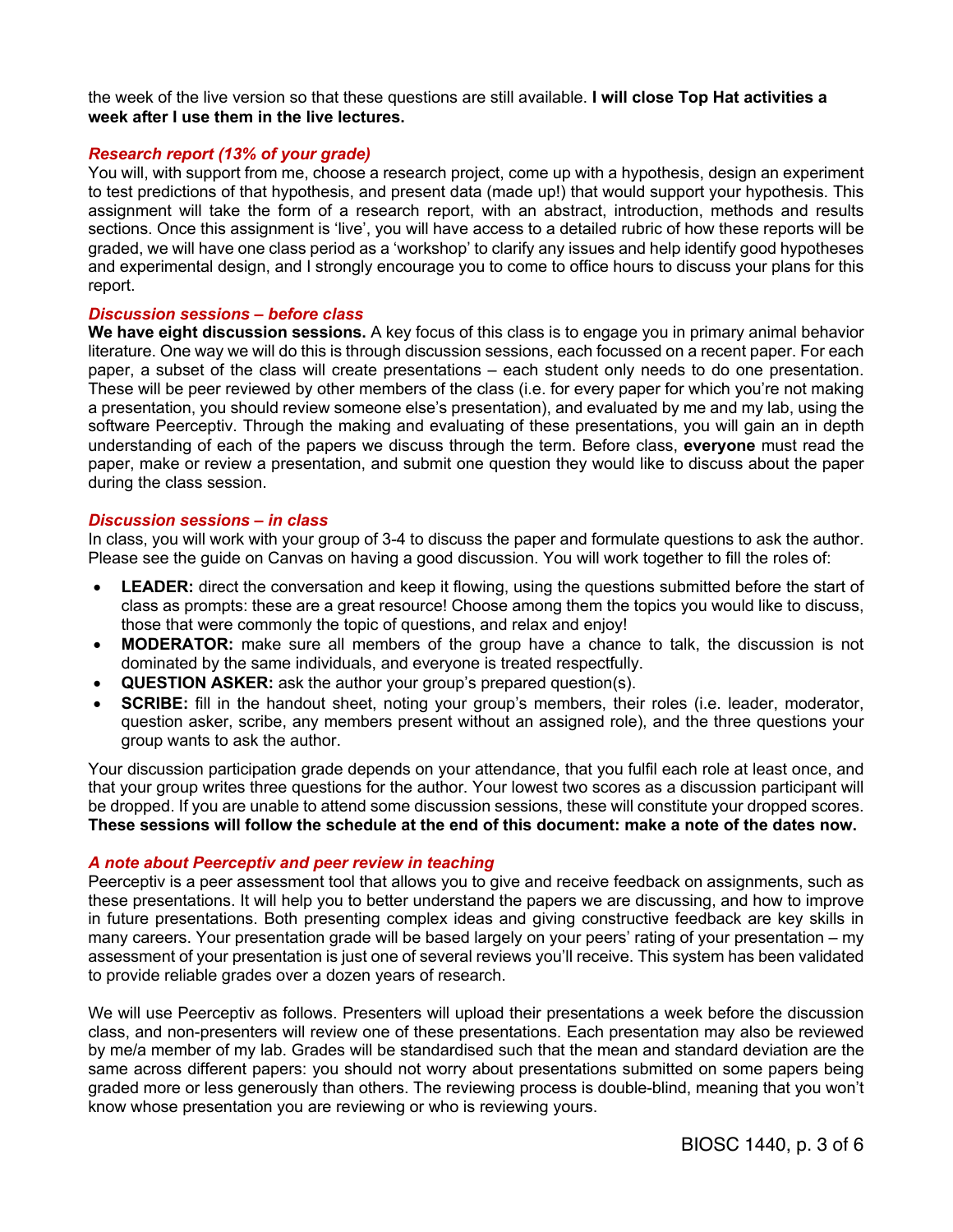the week of the live version so that these questions are still available. **I will close Top Hat activities a week after I use them in the live lectures.**

### *Research report (13% of your grade)*

You will, with support from me, choose a research project, come up with a hypothesis, design an experiment to test predictions of that hypothesis, and present data (made up!) that would support your hypothesis. This assignment will take the form of a research report, with an abstract, introduction, methods and results sections. Once this assignment is 'live', you will have access to a detailed rubric of how these reports will be graded, we will have one class period as a 'workshop' to clarify any issues and help identify good hypotheses and experimental design, and I strongly encourage you to come to office hours to discuss your plans for this report.

### *Discussion sessions – before class*

**We have eight discussion sessions.** A key focus of this class is to engage you in primary animal behavior literature. One way we will do this is through discussion sessions, each focussed on a recent paper. For each paper, a subset of the class will create presentations – each student only needs to do one presentation. These will be peer reviewed by other members of the class (i.e. for every paper for which you're not making a presentation, you should review someone else's presentation), and evaluated by me and my lab, using the software Peerceptiv. Through the making and evaluating of these presentations, you will gain an in depth understanding of each of the papers we discuss through the term. Before class, **everyone** must read the paper, make or review a presentation, and submit one question they would like to discuss about the paper during the class session.

### *Discussion sessions – in class*

In class, you will work with your group of 3-4 to discuss the paper and formulate questions to ask the author. Please see the guide on Canvas on having a good discussion. You will work together to fill the roles of:

- **LEADER:** direct the conversation and keep it flowing, using the questions submitted before the start of class as prompts: these are a great resource! Choose among them the topics you would like to discuss, those that were commonly the topic of questions, and relax and enjoy!
- **MODERATOR:** make sure all members of the group have a chance to talk, the discussion is not dominated by the same individuals, and everyone is treated respectfully.
- **QUESTION ASKER:** ask the author your group's prepared question(s).
- **SCRIBE:** fill in the handout sheet, noting your group's members, their roles (i.e. leader, moderator, question asker, scribe, any members present without an assigned role), and the three questions your group wants to ask the author.

Your discussion participation grade depends on your attendance, that you fulfil each role at least once, and that your group writes three questions for the author. Your lowest two scores as a discussion participant will be dropped. If you are unable to attend some discussion sessions, these will constitute your dropped scores. **These sessions will follow the schedule at the end of this document: make a note of the dates now.**

### *A note about Peerceptiv and peer review in teaching*

Peerceptiv is a peer assessment tool that allows you to give and receive feedback on assignments, such as these presentations. It will help you to better understand the papers we are discussing, and how to improve in future presentations. Both presenting complex ideas and giving constructive feedback are key skills in many careers. Your presentation grade will be based largely on your peers' rating of your presentation – my assessment of your presentation is just one of several reviews you'll receive. This system has been validated to provide reliable grades over a dozen years of research.

We will use Peerceptiv as follows. Presenters will upload their presentations a week before the discussion class, and non-presenters will review one of these presentations. Each presentation may also be reviewed by me/a member of my lab. Grades will be standardised such that the mean and standard deviation are the same across different papers: you should not worry about presentations submitted on some papers being graded more or less generously than others. The reviewing process is double-blind, meaning that you won't know whose presentation you are reviewing or who is reviewing yours.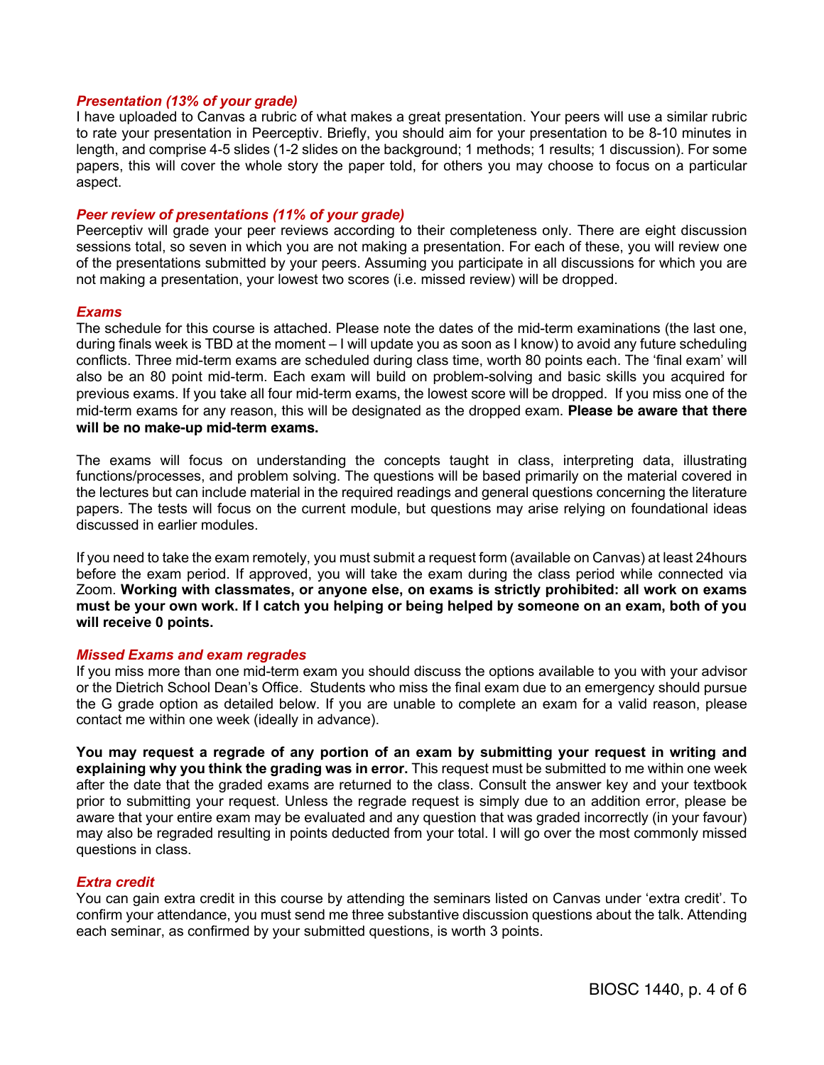### *Presentation (13% of your grade)*

I have uploaded to Canvas a rubric of what makes a great presentation. Your peers will use a similar rubric to rate your presentation in Peerceptiv. Briefly, you should aim for your presentation to be 8-10 minutes in length, and comprise 4-5 slides (1-2 slides on the background; 1 methods; 1 results; 1 discussion). For some papers, this will cover the whole story the paper told, for others you may choose to focus on a particular aspect.

### *Peer review of presentations (11% of your grade)*

Peerceptiv will grade your peer reviews according to their completeness only. There are eight discussion sessions total, so seven in which you are not making a presentation. For each of these, you will review one of the presentations submitted by your peers. Assuming you participate in all discussions for which you are not making a presentation, your lowest two scores (i.e. missed review) will be dropped.

### *Exams*

The schedule for this course is attached. Please note the dates of the mid-term examinations (the last one, during finals week is TBD at the moment – I will update you as soon as I know) to avoid any future scheduling conflicts. Three mid-term exams are scheduled during class time, worth 80 points each. The 'final exam' will also be an 80 point mid-term. Each exam will build on problem-solving and basic skills you acquired for previous exams. If you take all four mid-term exams, the lowest score will be dropped. If you miss one of the mid-term exams for any reason, this will be designated as the dropped exam. **Please be aware that there will be no make-up mid-term exams.**

The exams will focus on understanding the concepts taught in class, interpreting data, illustrating functions/processes, and problem solving. The questions will be based primarily on the material covered in the lectures but can include material in the required readings and general questions concerning the literature papers. The tests will focus on the current module, but questions may arise relying on foundational ideas discussed in earlier modules.

If you need to take the exam remotely, you must submit a request form (available on Canvas) at least 24hours before the exam period. If approved, you will take the exam during the class period while connected via Zoom. **Working with classmates, or anyone else, on exams is strictly prohibited: all work on exams must be your own work. If I catch you helping or being helped by someone on an exam, both of you will receive 0 points.**

### *Missed Exams and exam regrades*

If you miss more than one mid-term exam you should discuss the options available to you with your advisor or the Dietrich School Dean's Office. Students who miss the final exam due to an emergency should pursue the G grade option as detailed below. If you are unable to complete an exam for a valid reason, please contact me within one week (ideally in advance).

**You may request a regrade of any portion of an exam by submitting your request in writing and explaining why you think the grading was in error.** This request must be submitted to me within one week after the date that the graded exams are returned to the class. Consult the answer key and your textbook prior to submitting your request. Unless the regrade request is simply due to an addition error, please be aware that your entire exam may be evaluated and any question that was graded incorrectly (in your favour) may also be regraded resulting in points deducted from your total. I will go over the most commonly missed questions in class.

### *Extra credit*

You can gain extra credit in this course by attending the seminars listed on Canvas under 'extra credit'. To confirm your attendance, you must send me three substantive discussion questions about the talk. Attending each seminar, as confirmed by your submitted questions, is worth 3 points.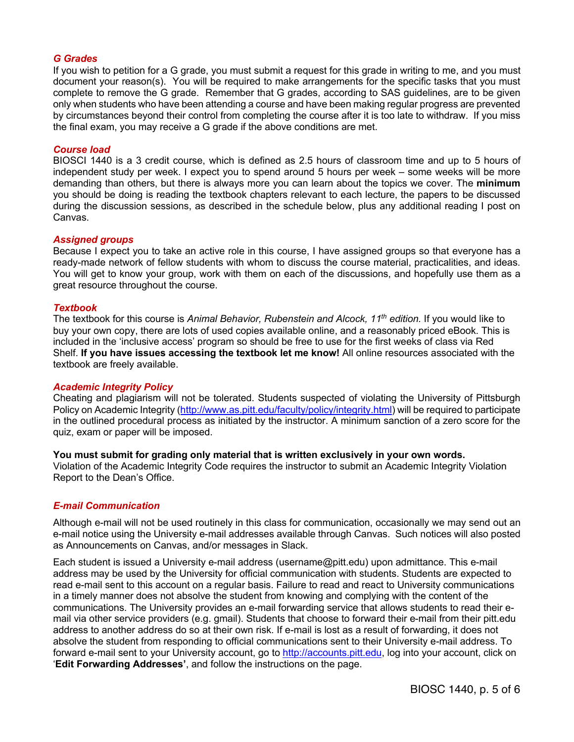### *G Grades*

If you wish to petition for a G grade, you must submit a request for this grade in writing to me, and you must document your reason(s). You will be required to make arrangements for the specific tasks that you must complete to remove the G grade. Remember that G grades, according to SAS guidelines, are to be given only when students who have been attending a course and have been making regular progress are prevented by circumstances beyond their control from completing the course after it is too late to withdraw. If you miss the final exam, you may receive a G grade if the above conditions are met.

### *Course load*

BIOSCI 1440 is a 3 credit course, which is defined as 2.5 hours of classroom time and up to 5 hours of independent study per week. I expect you to spend around 5 hours per week – some weeks will be more demanding than others, but there is always more you can learn about the topics we cover. The **minimum** you should be doing is reading the textbook chapters relevant to each lecture, the papers to be discussed during the discussion sessions, as described in the schedule below, plus any additional reading I post on Canvas.

### *Assigned groups*

Because I expect you to take an active role in this course, I have assigned groups so that everyone has a ready-made network of fellow students with whom to discuss the course material, practicalities, and ideas. You will get to know your group, work with them on each of the discussions, and hopefully use them as a great resource throughout the course.

### *Textbook*

The textbook for this course is *Animal Behavior, Rubenstein and Alcock, 11th edition.* If you would like to buy your own copy, there are lots of used copies available online, and a reasonably priced eBook. This is included in the 'inclusive access' program so should be free to use for the first weeks of class via Red Shelf. **If you have issues accessing the textbook let me know!** All online resources associated with the textbook are freely available.

### *Academic Integrity Policy*

Cheating and plagiarism will not be tolerated. Students suspected of violating the University of Pittsburgh Policy on Academic Integrity (http://www.as.pitt.edu/faculty/policy/integrity.html) will be required to participate in the outlined procedural process as initiated by the instructor. A minimum sanction of a zero score for the quiz, exam or paper will be imposed.

**You must submit for grading only material that is written exclusively in your own words.**
Violation of the Academic Integrity Code requires the instructor to submit an Academic Integrity Violation Report to the Dean's Office.

### *E-mail Communication*

Although e-mail will not be used routinely in this class for communication, occasionally we may send out an e-mail notice using the University e-mail addresses available through Canvas. Such notices will also posted as Announcements on Canvas, and/or messages in Slack.

Each student is issued a University e-mail address (username@pitt.edu) upon admittance. This e-mail address may be used by the University for official communication with students. Students are expected to read e-mail sent to this account on a regular basis. Failure to read and react to University communications in a timely manner does not absolve the student from knowing and complying with the content of the communications. The University provides an e-mail forwarding service that allows students to read their e-mail via other service providers (e.g. gmail). Students that choose to forward their e-mail from their pitt.edu address to another address do so at their own risk. If e-mail is lost as a result of forwarding, it does not absolve the student from responding to official communications sent to their University e-mail address. To forward e-mail sent to your University account, go to http://accounts.pitt.edu, log into your account, click on '**Edit Forwarding Addresses**', and follow the instructions on the page.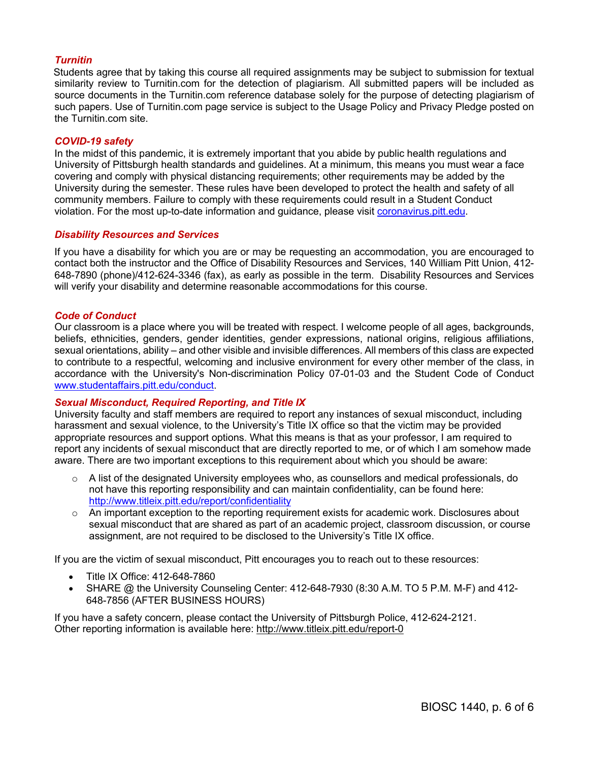### *Turnitin*

Students agree that by taking this course all required assignments may be subject to submission for textual similarity review to Turnitin.com for the detection of plagiarism. All submitted papers will be included as source documents in the Turnitin.com reference database solely for the purpose of detecting plagiarism of such papers. Use of Turnitin.com page service is subject to the Usage Policy and Privacy Pledge posted on the Turnitin.com site.

### *COVID-19 safety*

In the midst of this pandemic, it is extremely important that you abide by public health regulations and University of Pittsburgh health standards and guidelines. At a minimum, this means you must wear a face covering and comply with physical distancing requirements; other requirements may be added by the University during the semester. These rules have been developed to protect the health and safety of all community members. Failure to comply with these requirements could result in a Student Conduct violation. For the most up-to-date information and guidance, please visit [coronavirus.pitt.edu](coronavirus.pitt.edu).

### *Disability Resources and Services*

If you have a disability for which you are or may be requesting an accommodation, you are encouraged to contact both the instructor and the Office of Disability Resources and Services, 140 William Pitt Union, 412-648-7890 (phone)/412-624-3346 (fax), as early as possible in the term. Disability Resources and Services will verify your disability and determine reasonable accommodations for this course.

### *Code of Conduct*

Our classroom is a place where you will be treated with respect. I welcome people of all ages, backgrounds, beliefs, ethnicities, genders, gender identities, gender expressions, national origins, religious affiliations, sexual orientations, ability – and other visible and invisible differences. All members of this class are expected to contribute to a respectful, welcoming and inclusive environment for every other member of the class, in accordance with the University's Non-discrimination Policy 07-01-03 and the Student Code of Conduct [www.studentaffairs.pitt.edu/conduct](www.studentaffairs.pitt.edu/conduct).

### *Sexual Misconduct, Required Reporting, and Title IX*

University faculty and staff members are required to report any instances of sexual misconduct, including harassment and sexual violence, to the University's Title IX office so that the victim may be provided appropriate resources and support options. What this means is that as your professor, I am required to report any incidents of sexual misconduct that are directly reported to me, or of which I am somehow made aware. There are two important exceptions to this requirement about which you should be aware:

- A list of the designated University employees who, as counsellors and medical professionals, do not have this reporting responsibility and can maintain confidentiality, can be found here: http://www.titleix.pitt.edu/report/confidentiality
- An important exception to the reporting requirement exists for academic work. Disclosures about sexual misconduct that are shared as part of an academic project, classroom discussion, or course assignment, are not required to be disclosed to the University's Title IX office.

If you are the victim of sexual misconduct, Pitt encourages you to reach out to these resources:

- Title IX Office: 412-648-7860
- SHARE @ the University Counseling Center: 412-648-7930 (8:30 A.M. TO 5 P.M. M-F) and 412-648-7856 (AFTER BUSINESS HOURS)

If you have a safety concern, please contact the University of Pittsburgh Police, 412-624-2121.
Other reporting information is available here: http://www.titleix.pitt.edu/report-0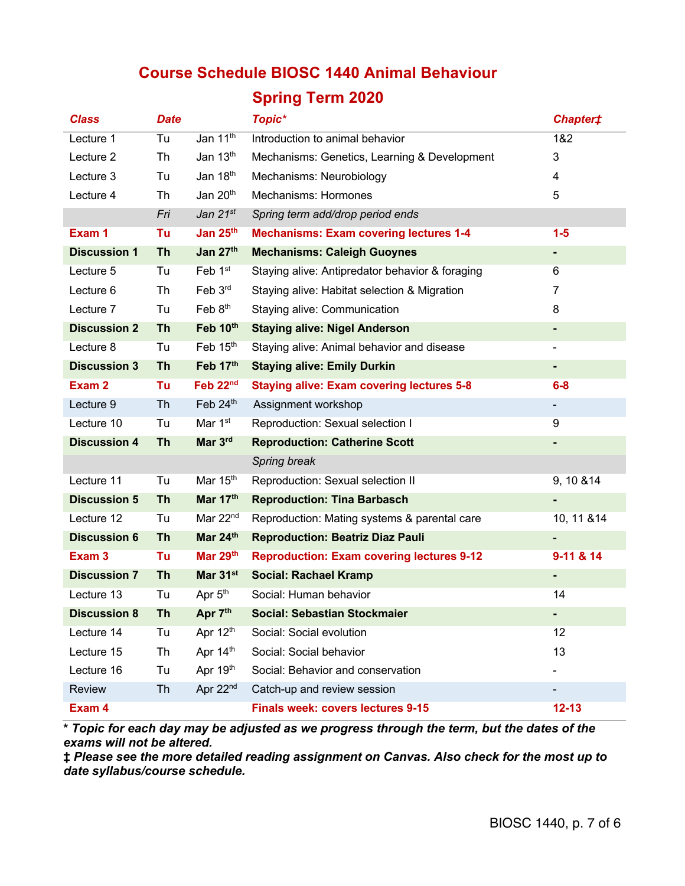# Course Schedule BIOSC 1440 Animal Behaviour

## Spring Term 2020

| *Class* | *Date* | | *Topic** | *Chapter‡* |
|---|---|---|---|---|
| Lecture 1 | Tu | Jan 11th | Introduction to animal behavior | 1&2 |
| Lecture 2 | Th | Jan 13th | Mechanisms: Genetics, Learning & Development | 3 |
| Lecture 3 | Tu | Jan 18th | Mechanisms: Neurobiology | 4 |
| Lecture 4 | Th | Jan 20th | Mechanisms: Hormones | 5 |
| | *Fri* | *Jan 21st* | *Spring term add/drop period ends* | |
| **Exam 1** | **Tu** | **Jan 25th** | **Mechanisms: Exam covering lectures 1-4** | **1-5** |
| **Discussion 1** | **Th** | **Jan 27th** | **Mechanisms: Caleigh Guoynes** | **-** |
| Lecture 5 | Tu | Feb 1st | Staying alive: Antipredator behavior & foraging | 6 |
| Lecture 6 | Th | Feb 3rd | Staying alive: Habitat selection & Migration | 7 |
| Lecture 7 | Tu | Feb 8th | Staying alive: Communication | 8 |
| **Discussion 2** | **Th** | **Feb 10th** | **Staying alive: Nigel Anderson** | **-** |
| Lecture 8 | Tu | Feb 15th | Staying alive: Animal behavior and disease | - |
| **Discussion 3** | **Th** | **Feb 17th** | **Staying alive: Emily Durkin** | **-** |
| **Exam 2** | **Tu** | **Feb 22nd** | **Staying alive: Exam covering lectures 5-8** | **6-8** |
| Lecture 9 | Th | Feb 24th | Assignment workshop | - |
| Lecture 10 | Tu | Mar 1st | Reproduction: Sexual selection I | 9 |
| **Discussion 4** | **Th** | **Mar 3rd** | **Reproduction: Catherine Scott** | **-** |
| | | | *Spring break* | |
| Lecture 11 | Tu | Mar 15th | Reproduction: Sexual selection II | 9, 10 &14 |
| **Discussion 5** | **Th** | **Mar 17th** | **Reproduction: Tina Barbasch** | **-** |
| Lecture 12 | Tu | Mar 22nd | Reproduction: Mating systems & parental care | 10, 11 &14 |
| **Discussion 6** | **Th** | **Mar 24th** | **Reproduction: Beatriz Diaz Pauli** | - |
| **Exam 3** | **Tu** | **Mar 29th** | **Reproduction: Exam covering lectures 9-12** | **9-11 & 14** |
| **Discussion 7** | **Th** | **Mar 31st** | **Social: Rachael Kramp** | **-** |
| Lecture 13 | Tu | Apr 5th | Social: Human behavior | 14 |
| **Discussion 8** | **Th** | **Apr 7th** | **Social: Sebastian Stockmaier** | **-** |
| Lecture 14 | Tu | Apr 12th | Social: Social evolution | 12 |
| Lecture 15 | Th | Apr 14th | Social: Social behavior | 13 |
| Lecture 16 | Tu | Apr 19th | Social: Behavior and conservation | - |
| Review | Th | Apr 22nd | Catch-up and review session | - |
| **Exam 4** | | | **Finals week: covers lectures 9-15** | **12-13** |

***\* Topic for each day may be adjusted as we progress through the term, but the dates of the exams will not be altered.***

***‡ Please see the more detailed reading assignment on Canvas. Also check for the most up to date syllabus/course schedule.***